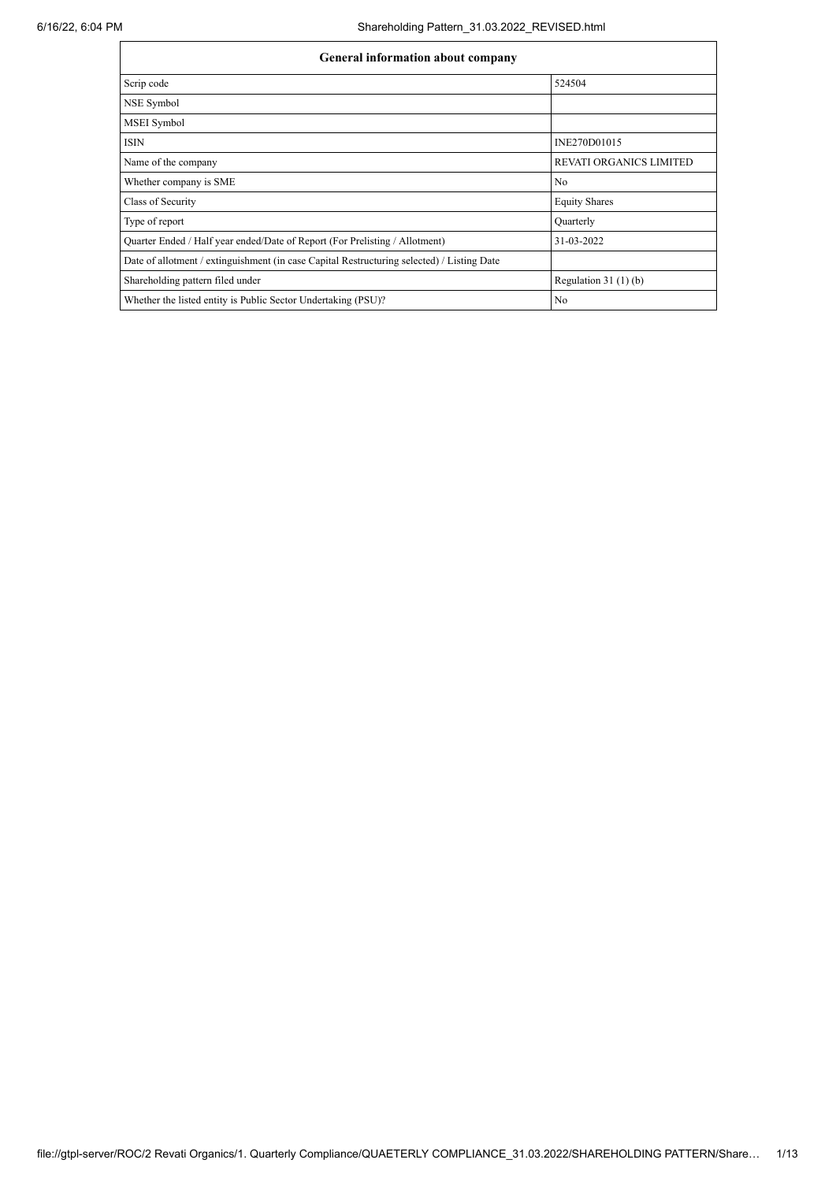| General information about company | |
|---|---|
| Scrip code | 524504 |
| NSE Symbol | |
| MSEI Symbol | |
| ISIN | INE270D01015 |
| Name of the company | REVATI ORGANICS LIMITED |
| Whether company is SME | No |
| Class of Security | Equity Shares |
| Type of report | Quarterly |
| Quarter Ended / Half year ended/Date of Report (For Prelisting / Allotment) | 31-03-2022 |
| Date of allotment / extinguishment (in case Capital Restructuring selected) / Listing Date | |
| Shareholding pattern filed under | Regulation 31 (1) (b) |
| Whether the listed entity is Public Sector Undertaking (PSU)? | No |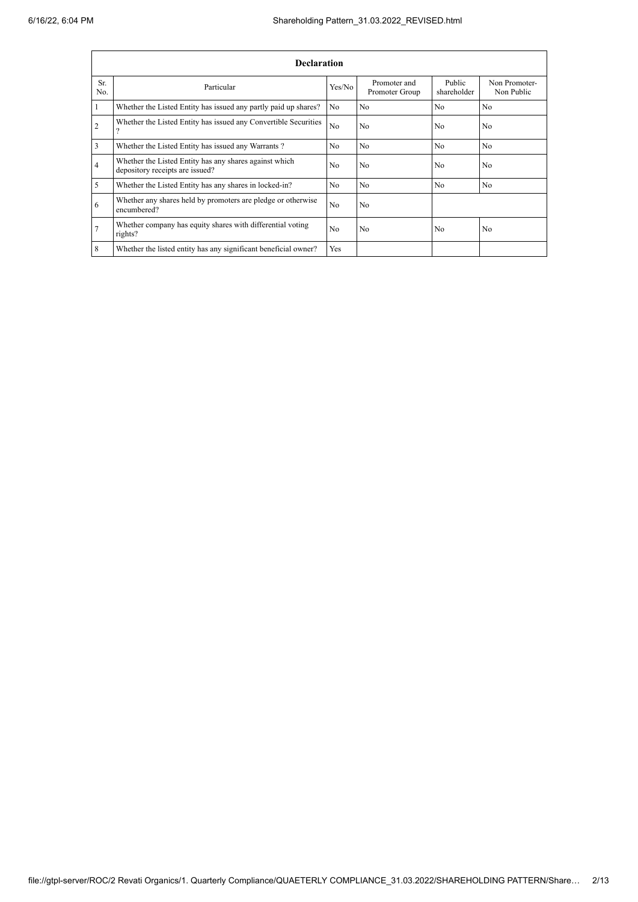| Declaration | | | | | |
|---|---|---|---|---|---|
| Sr. No. | Particular | Yes/No | Promoter and Promoter Group | Public shareholder | Non Promoter- Non Public |
| 1 | Whether the Listed Entity has issued any partly paid up shares? | No | No | No | No |
| 2 | Whether the Listed Entity has issued any Convertible Securities ? | No | No | No | No |
| 3 | Whether the Listed Entity has issued any Warrants ? | No | No | No | No |
| 4 | Whether the Listed Entity has any shares against which depository receipts are issued? | No | No | No | No |
| 5 | Whether the Listed Entity has any shares in locked-in? | No | No | No | No |
| 6 | Whether any shares held by promoters are pledge or otherwise encumbered? | No | No | | |
| 7 | Whether company has equity shares with differential voting rights? | No | No | No | No |
| 8 | Whether the listed entity has any significant beneficial owner? | Yes | | | |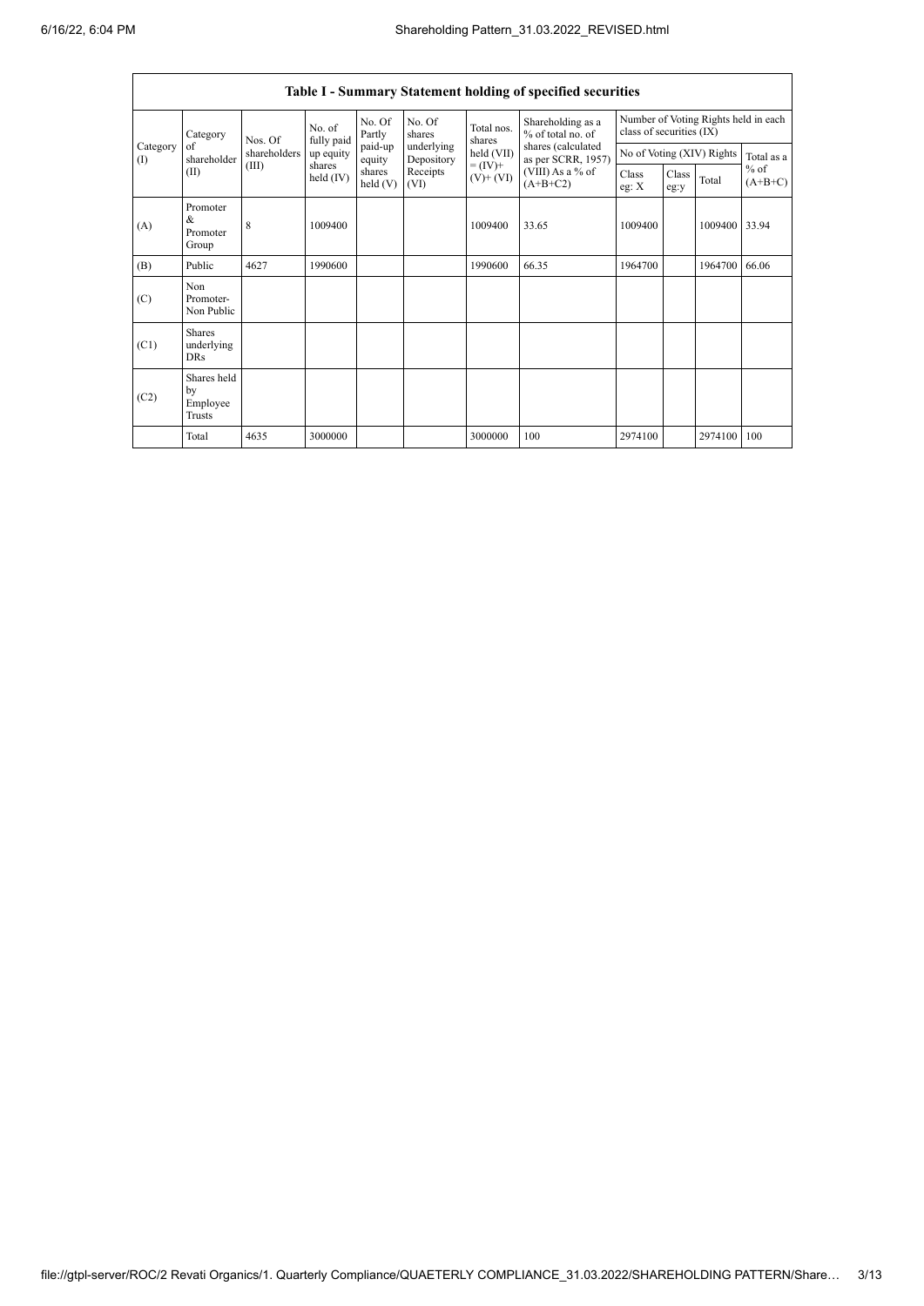| Table I - Summary Statement holding of specified securities | | | | | | | | | | | | |
|---|---|---|---|---|---|---|---|---|---|---|---|---|
| Category (I) | Category of shareholder (II) | Nos. Of shareholders (III) | No. of fully paid up equity shares held (IV) | No. Of Partly paid-up equity shares held (V) | No. Of shares underlying Depository Receipts (VI) | Total nos. shares held (VII) = (IV)+ (V)+ (VI) | Shareholding as a % of total no. of shares (calculated as per SCRR, 1957) (VIII) As a % of (A+B+C2) | Number of Voting Rights held in each class of securities (IX) | | | |
| | | | | | | | | No of Voting (XIV) Rights | | | Total as a % of (A+B+C) |
| | | | | | | | | Class eg: X | Class eg:y | Total | |
| (A) | Promoter & Promoter Group | 8 | 1009400 | | | 1009400 | 33.65 | 1009400 | | 1009400 | 33.94 |
| (B) | Public | 4627 | 1990600 | | | 1990600 | 66.35 | 1964700 | | 1964700 | 66.06 |
| (C) | Non Promoter- Non Public | | | | | | | | | | |
| (C1) | Shares underlying DRs | | | | | | | | | | |
| (C2) | Shares held by Employee Trusts | | | | | | | | | | |
| | Total | 4635 | 3000000 | | | 3000000 | 100 | 2974100 | | 2974100 | 100 |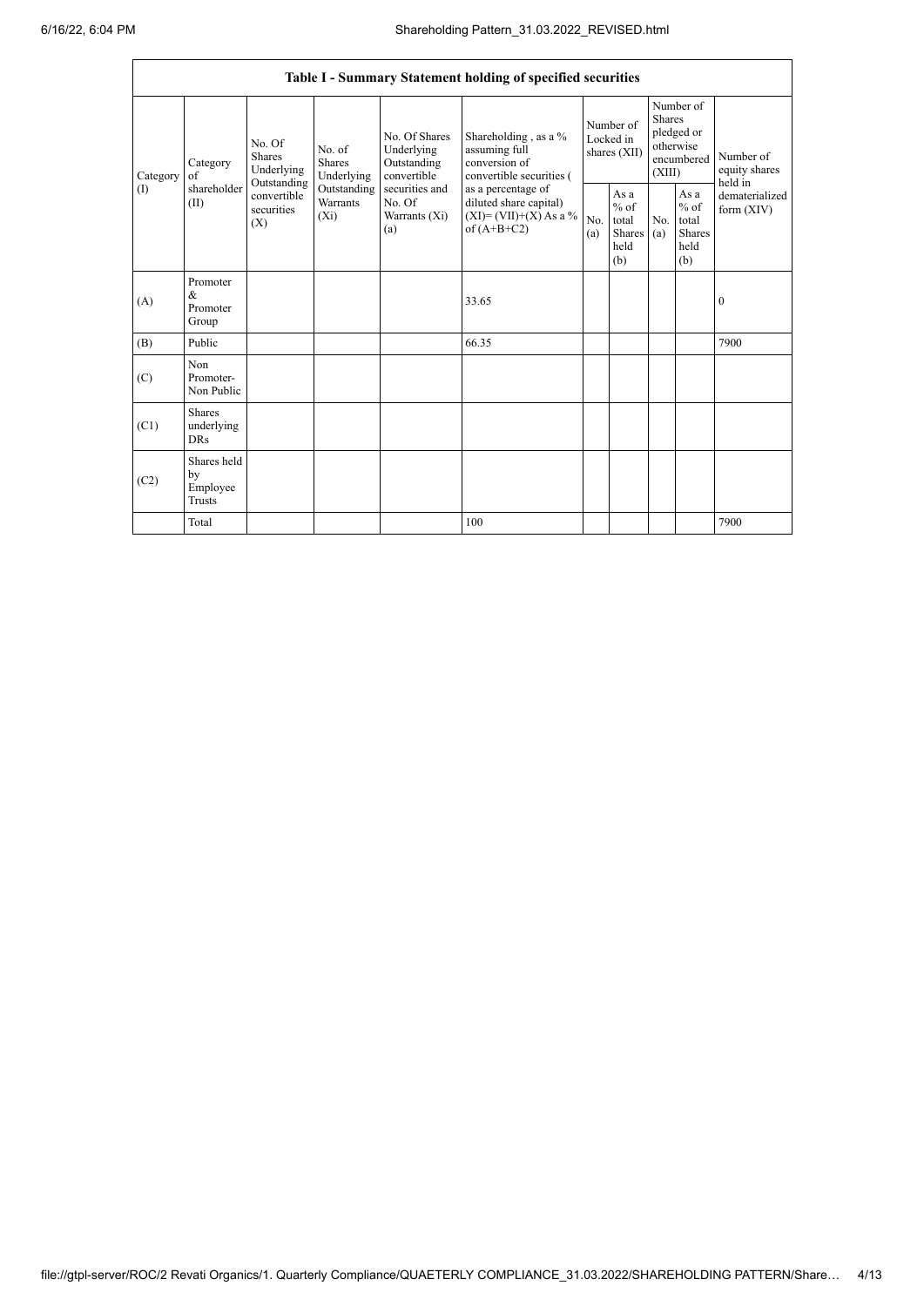| Table I - Summary Statement holding of specified securities | | | | | | | | | | | |
|---|---|---|---|---|---|---|---|---|---|---|---|
| Category (I) | Category of shareholder (II) | No. Of Shares Underlying Outstanding convertible securities (X) | No. of Shares Underlying Outstanding Warrants (Xi) | No. Of Shares Underlying Outstanding convertible securities and No. Of Warrants (Xi) (a) | Shareholding , as a % assuming full conversion of convertible securities ( as a percentage of diluted share capital) (XI)= (VII)+(X) As a % of (A+B+C2) | Number of Locked in shares (XII) | | Number of Shares pledged or otherwise encumbered (XIII) | | Number of equity shares held in dematerialized form (XIV) |
| | | | | | | No. (a) | As a % of total Shares held (b) | No. (a) | As a % of total Shares held (b) | |
| (A) | Promoter & Promoter Group | | | | 33.65 | | | | | 0 |
| (B) | Public | | | | 66.35 | | | | | 7900 |
| (C) | Non Promoter- Non Public | | | | | | | | | |
| (C1) | Shares underlying DRs | | | | | | | | | |
| (C2) | Shares held by Employee Trusts | | | | | | | | | |
| | Total | | | | 100 | | | | | 7900 |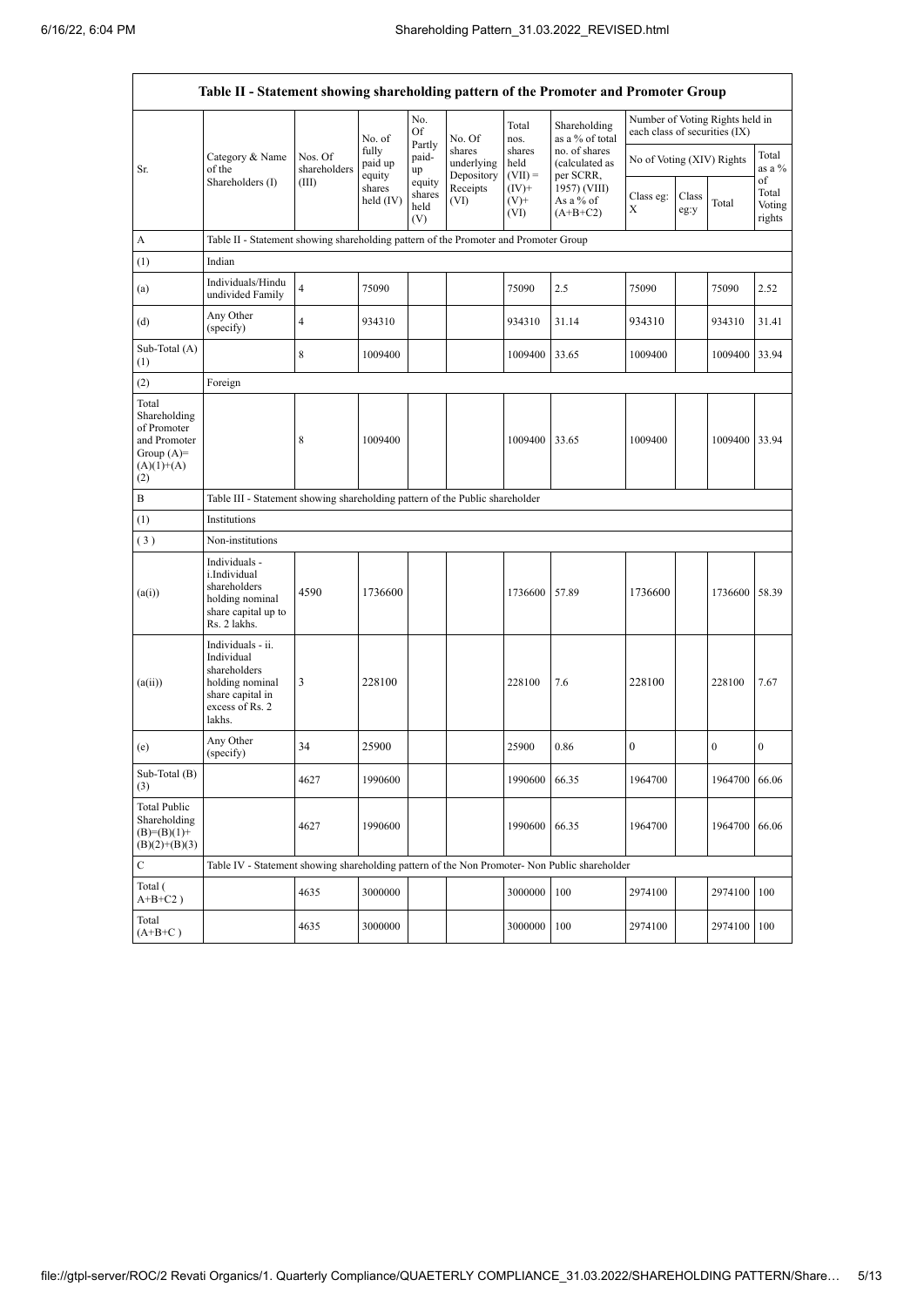| Table II - Statement showing shareholding pattern of the Promoter and Promoter Group | | | | | | | | | | | |
|---|---|---|---|---|---|---|---|---|---|---|---|
| Sr. | Category & Name of the Shareholders (I) | Nos. Of shareholders (III) | No. of fully paid up equity shares held (IV) | No. Of Partly paid-up equity shares held (V) | No. Of shares underlying Depository Receipts (VI) | Total nos. shares held (VII) = (IV)+ (V)+ (VI) | Shareholding as a % of total no. of shares (calculated as per SCRR, 1957) (VIII) As a % of (A+B+C2) | Number of Voting Rights held in each class of securities (IX) | | | |
| | | | | | | | | No of Voting (XIV) Rights | | | Total as a % of Total Voting rights |
| | | | | | | | | Class eg: X | Class eg:y | Total | |
| A | Table II - Statement showing shareholding pattern of the Promoter and Promoter Group | | | | | | | | | | |
| (1) | Indian | | | | | | | | | | |
| (a) | Individuals/Hindu undivided Family | 4 | 75090 | | | 75090 | 2.5 | 75090 | | 75090 | 2.52 |
| (d) | Any Other (specify) | 4 | 934310 | | | 934310 | 31.14 | 934310 | | 934310 | 31.41 |
| Sub-Total (A) (1) | | 8 | 1009400 | | | 1009400 | 33.65 | 1009400 | | 1009400 | 33.94 |
| (2) | Foreign | | | | | | | | | | |
| Total Shareholding of Promoter and Promoter Group (A)=(A)(1)+(A)(2) | | 8 | 1009400 | | | 1009400 | 33.65 | 1009400 | | 1009400 | 33.94 |
| B | Table III - Statement showing shareholding pattern of the Public shareholder | | | | | | | | | | |
| (1) | Institutions | | | | | | | | | | |
| (3) | Non-institutions | | | | | | | | | | |
| (a(i)) | Individuals - i.Individual shareholders holding nominal share capital up to Rs. 2 lakhs. | 4590 | 1736600 | | | 1736600 | 57.89 | 1736600 | | 1736600 | 58.39 |
| (a(ii)) | Individuals - ii. Individual shareholders holding nominal share capital in excess of Rs. 2 lakhs. | 3 | 228100 | | | 228100 | 7.6 | 228100 | | 228100 | 7.67 |
| (e) | Any Other (specify) | 34 | 25900 | | | 25900 | 0.86 | 0 | | 0 | 0 |
| Sub-Total (B) (3) | | 4627 | 1990600 | | | 1990600 | 66.35 | 1964700 | | 1964700 | 66.06 |
| Total Public Shareholding (B)=(B)(1)+(B)(2)+(B)(3) | | 4627 | 1990600 | | | 1990600 | 66.35 | 1964700 | | 1964700 | 66.06 |
| C | Table IV - Statement showing shareholding pattern of the Non Promoter- Non Public shareholder | | | | | | | | | | |
| Total ( A+B+C2 ) | | 4635 | 3000000 | | | 3000000 | 100 | 2974100 | | 2974100 | 100 |
| Total (A+B+C ) | | 4635 | 3000000 | | | 3000000 | 100 | 2974100 | | 2974100 | 100 |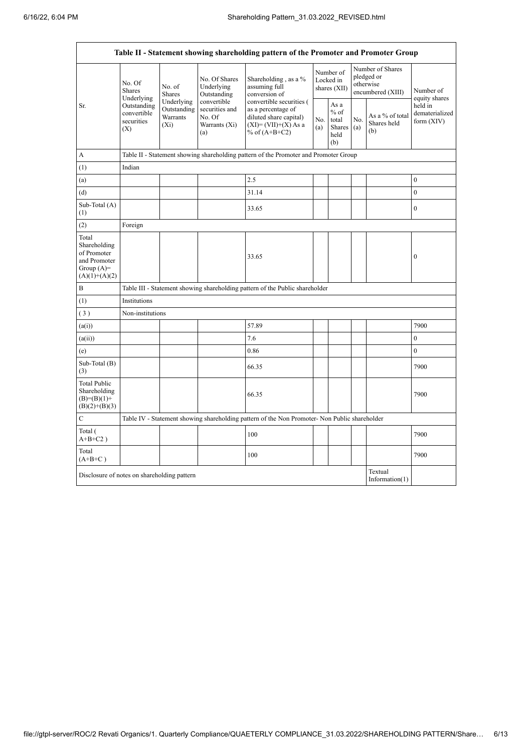| Table II - Statement showing shareholding pattern of the Promoter and Promoter Group | | | | | | | | | |
|---|---|---|---|---|---|---|---|---|---|
| Sr. | No. Of Shares Underlying Outstanding convertible securities (X) | No. of Shares Underlying Outstanding Warrants (Xi) | No. Of Shares Underlying Outstanding convertible securities and No. Of Warrants (Xi) (a) | Shareholding , as a % assuming full conversion of convertible securities ( as a percentage of diluted share capital) (XI)= (VII)+(X) As a % of (A+B+C2) | Number of Locked in shares (XII) | | Number of Shares pledged or otherwise encumbered (XIII) | | Number of equity shares held in dematerialized form (XIV) |
| | | | | | No. (a) | As a % of total Shares held (b) | No. (a) | As a % of total Shares held (b) | |
| A | Table II - Statement showing shareholding pattern of the Promoter and Promoter Group | | | | | | | | |
| (1) | Indian | | | | | | | | |
| (a) | | | | 2.5 | | | | | 0 |
| (d) | | | | 31.14 | | | | | 0 |
| Sub-Total (A) (1) | | | | 33.65 | | | | | 0 |
| (2) | Foreign | | | | | | | | |
| Total Shareholding of Promoter and Promoter Group (A)= (A)(1)+(A)(2) | | | | 33.65 | | | | | 0 |
| B | Table III - Statement showing shareholding pattern of the Public shareholder | | | | | | | | |
| (1) | Institutions | | | | | | | | |
| ( 3 ) | Non-institutions | | | | | | | | |
| (a(i)) | | | | 57.89 | | | | | 7900 |
| (a(ii)) | | | | 7.6 | | | | | 0 |
| (e) | | | | 0.86 | | | | | 0 |
| Sub-Total (B) (3) | | | | 66.35 | | | | | 7900 |
| Total Public Shareholding (B)=(B)(1)+(B)(2)+(B)(3) | | | | 66.35 | | | | | 7900 |
| C | Table IV - Statement showing shareholding pattern of the Non Promoter- Non Public shareholder | | | | | | | | |
| Total ( A+B+C2 ) | | | | 100 | | | | | 7900 |
| Total (A+B+C ) | | | | 100 | | | | | 7900 |
| Disclosure of notes on shareholding pattern | | | | | | | | Textual Information(1) | |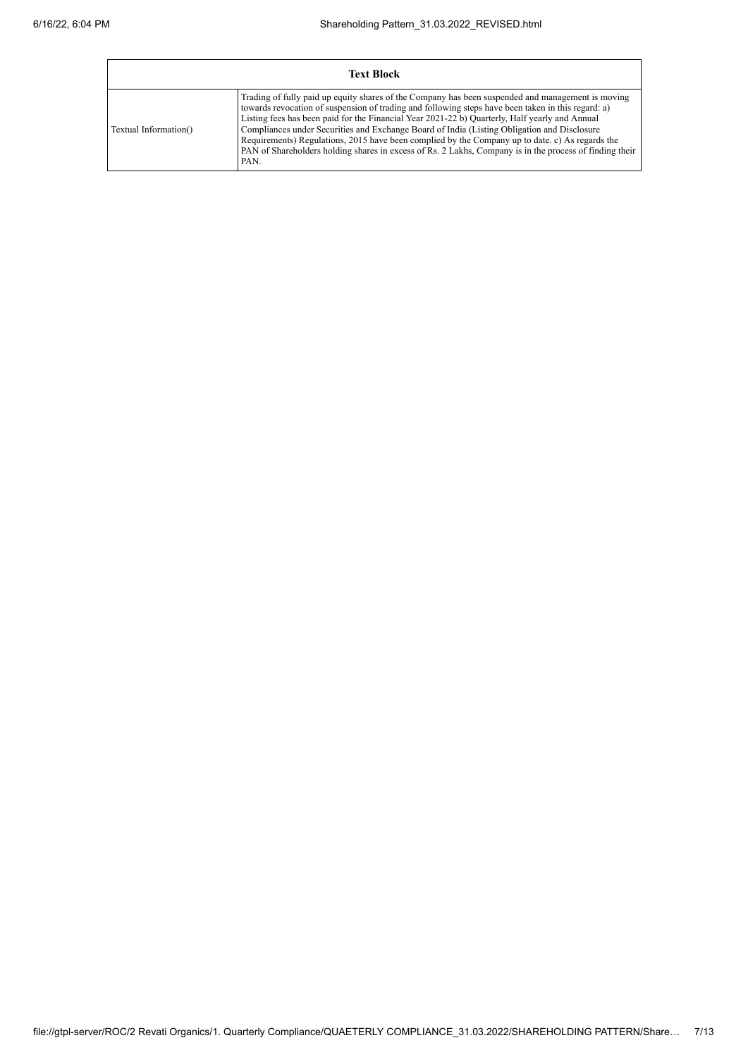| Text Block | |
|---|---|
| Textual Information() | Trading of fully paid up equity shares of the Company has been suspended and management is moving towards revocation of suspension of trading and following steps have been taken in this regard: a) Listing fees has been paid for the Financial Year 2021-22 b) Quarterly, Half yearly and Annual Compliances under Securities and Exchange Board of India (Listing Obligation and Disclosure Requirements) Regulations, 2015 have been complied by the Company up to date. c) As regards the PAN of Shareholders holding shares in excess of Rs. 2 Lakhs, Company is in the process of finding their PAN. |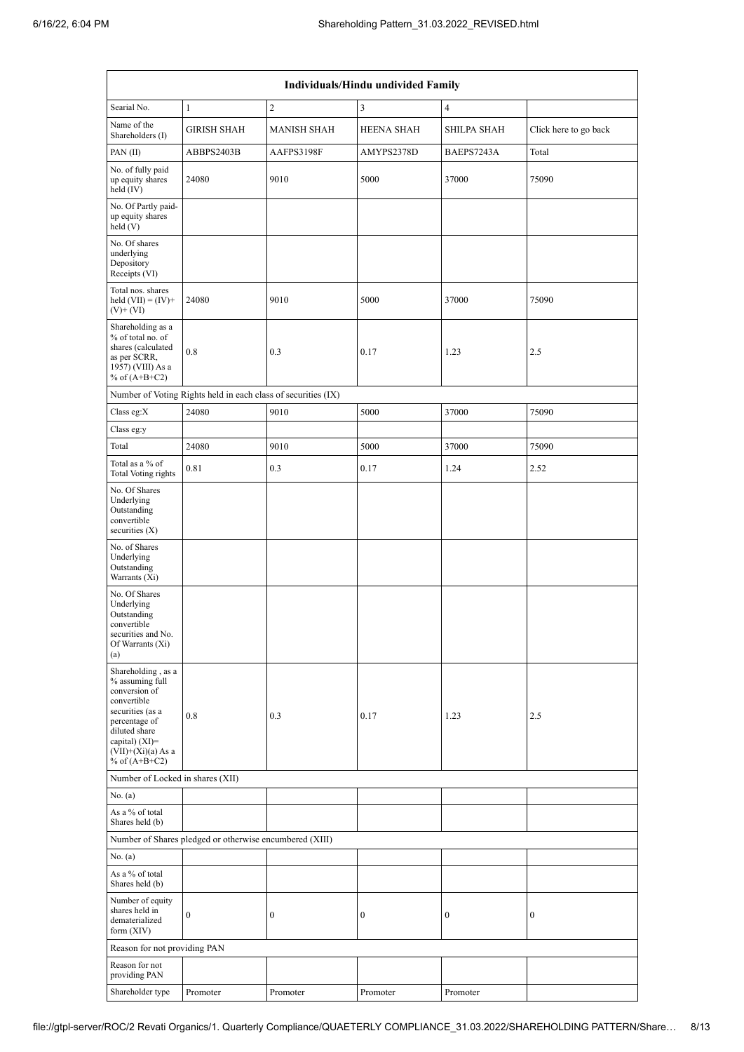| Individuals/Hindu undivided Family | | | | | |
|---|---|---|---|---|---|
| Searial No. | 1 | 2 | 3 | 4 | |
| Name of the Shareholders (I) | GIRISH SHAH | MANISH SHAH | HEENA SHAH | SHILPA SHAH | Click here to go back |
| PAN (II) | ABBPS2403B | AAFPS3198F | AMYPS2378D | BAEPS7243A | Total |
| No. of fully paid up equity shares held (IV) | 24080 | 9010 | 5000 | 37000 | 75090 |
| No. Of Partly paid-up equity shares held (V) | | | | | |
| No. Of shares underlying Depository Receipts (VI) | | | | | |
| Total nos. shares held (VII) = (IV)+ (V)+ (VI) | 24080 | 9010 | 5000 | 37000 | 75090 |
| Shareholding as a % of total no. of shares (calculated as per SCRR, 1957) (VIII) As a % of (A+B+C2) | 0.8 | 0.3 | 0.17 | 1.23 | 2.5 |
| Number of Voting Rights held in each class of securities (IX) | | | | | |
| Class eg:X | 24080 | 9010 | 5000 | 37000 | 75090 |
| Class eg:y | | | | | |
| Total | 24080 | 9010 | 5000 | 37000 | 75090 |
| Total as a % of Total Voting rights | 0.81 | 0.3 | 0.17 | 1.24 | 2.52 |
| No. Of Shares Underlying Outstanding convertible securities (X) | | | | | |
| No. of Shares Underlying Outstanding Warrants (Xi) | | | | | |
| No. Of Shares Underlying Outstanding convertible securities and No. Of Warrants (Xi) (a) | | | | | |
| Shareholding , as a % assuming full conversion of convertible securities (as a percentage of diluted share capital) (XI)= (VII)+(Xi)(a) As a % of (A+B+C2) | 0.8 | 0.3 | 0.17 | 1.23 | 2.5 |
| Number of Locked in shares (XII) | | | | | |
| No. (a) | | | | | |
| As a % of total Shares held (b) | | | | | |
| Number of Shares pledged or otherwise encumbered (XIII) | | | | | |
| No. (a) | | | | | |
| As a % of total Shares held (b) | | | | | |
| Number of equity shares held in dematerialized form (XIV) | 0 | 0 | 0 | 0 | 0 |
| Reason for not providing PAN | | | | | |
| Reason for not providing PAN | | | | | |
| Shareholder type | Promoter | Promoter | Promoter | Promoter | |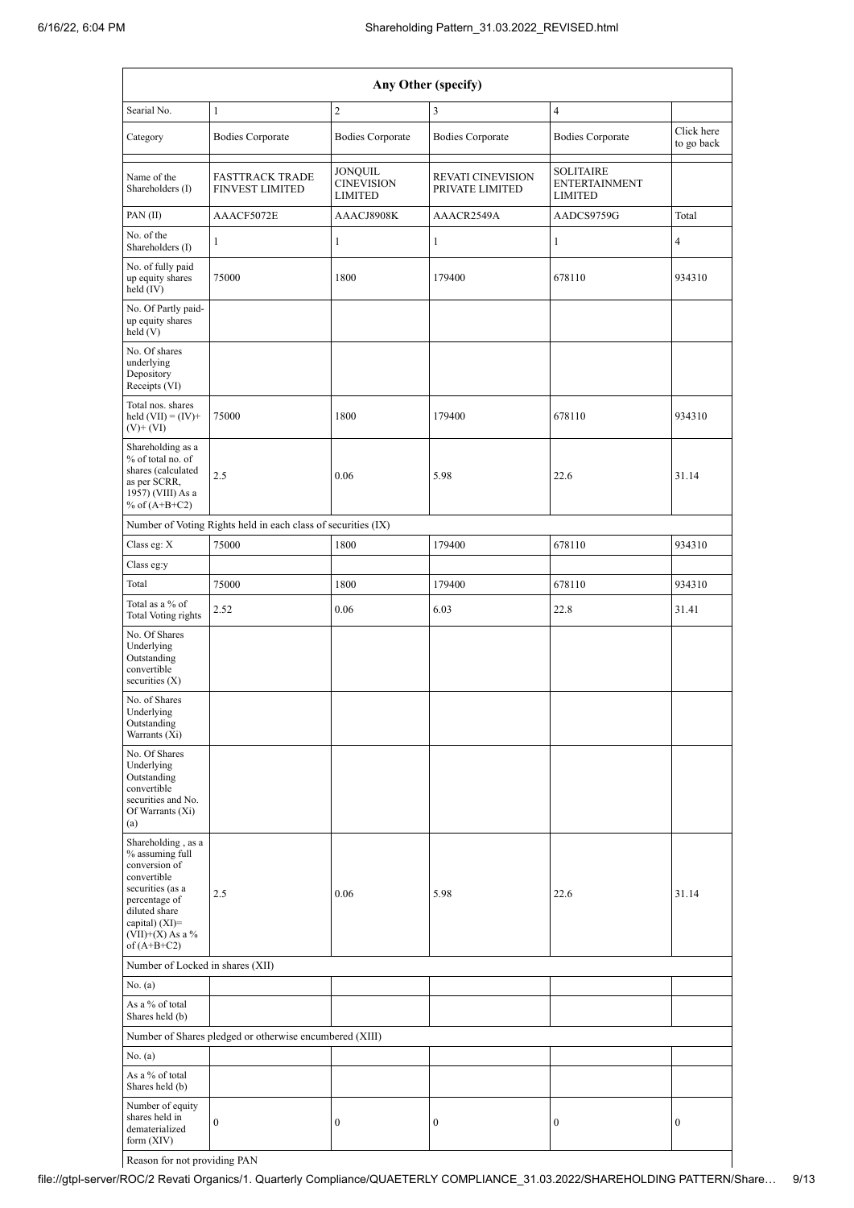| Any Other (specify) | | | | | |
|---|---|---|---|---|---|
| Searial No. | 1 | 2 | 3 | 4 | |
| Category | Bodies Corporate | Bodies Corporate | Bodies Corporate | Bodies Corporate | Click here to go back |
| Name of the Shareholders (I) | FASTTRACK TRADE FINVEST LIMITED | JONQUIL CINEVISION LIMITED | REVATI CINEVISION PRIVATE LIMITED | SOLITAIRE ENTERTAINMENT LIMITED | |
| PAN (II) | AAACF5072E | AAACJ8908K | AAACR2549A | AADCS9759G | Total |
| No. of the Shareholders (I) | 1 | 1 | 1 | 1 | 4 |
| No. of fully paid up equity shares held (IV) | 75000 | 1800 | 179400 | 678110 | 934310 |
| No. Of Partly paid-up equity shares held (V) | | | | | |
| No. Of shares underlying Depository Receipts (VI) | | | | | |
| Total nos. shares held (VII) = (IV)+(V)+ (VI) | 75000 | 1800 | 179400 | 678110 | 934310 |
| Shareholding as a % of total no. of shares (calculated as per SCRR, 1957) (VIII) As a % of (A+B+C2) | 2.5 | 0.06 | 5.98 | 22.6 | 31.14 |
| Number of Voting Rights held in each class of securities (IX) | | | | | |
| Class eg: X | 75000 | 1800 | 179400 | 678110 | 934310 |
| Class eg:y | | | | | |
| Total | 75000 | 1800 | 179400 | 678110 | 934310 |
| Total as a % of Total Voting rights | 2.52 | 0.06 | 6.03 | 22.8 | 31.41 |
| No. Of Shares Underlying Outstanding convertible securities (X) | | | | | |
| No. of Shares Underlying Outstanding Warrants (Xi) | | | | | |
| No. Of Shares Underlying Outstanding convertible securities and No. Of Warrants (Xi) (a) | | | | | |
| Shareholding , as a % assuming full conversion of convertible securities (as a percentage of diluted share capital) (XI)= (VII)+(X) As a % of (A+B+C2) | 2.5 | 0.06 | 5.98 | 22.6 | 31.14 |
| Number of Locked in shares (XII) | | | | | |
| No. (a) | | | | | |
| As a % of total Shares held (b) | | | | | |
| Number of Shares pledged or otherwise encumbered (XIII) | | | | | |
| No. (a) | | | | | |
| As a % of total Shares held (b) | | | | | |
| Number of equity shares held in dematerialized form (XIV) | 0 | 0 | 0 | 0 | 0 |
| Reason for not providing PAN | | | | | |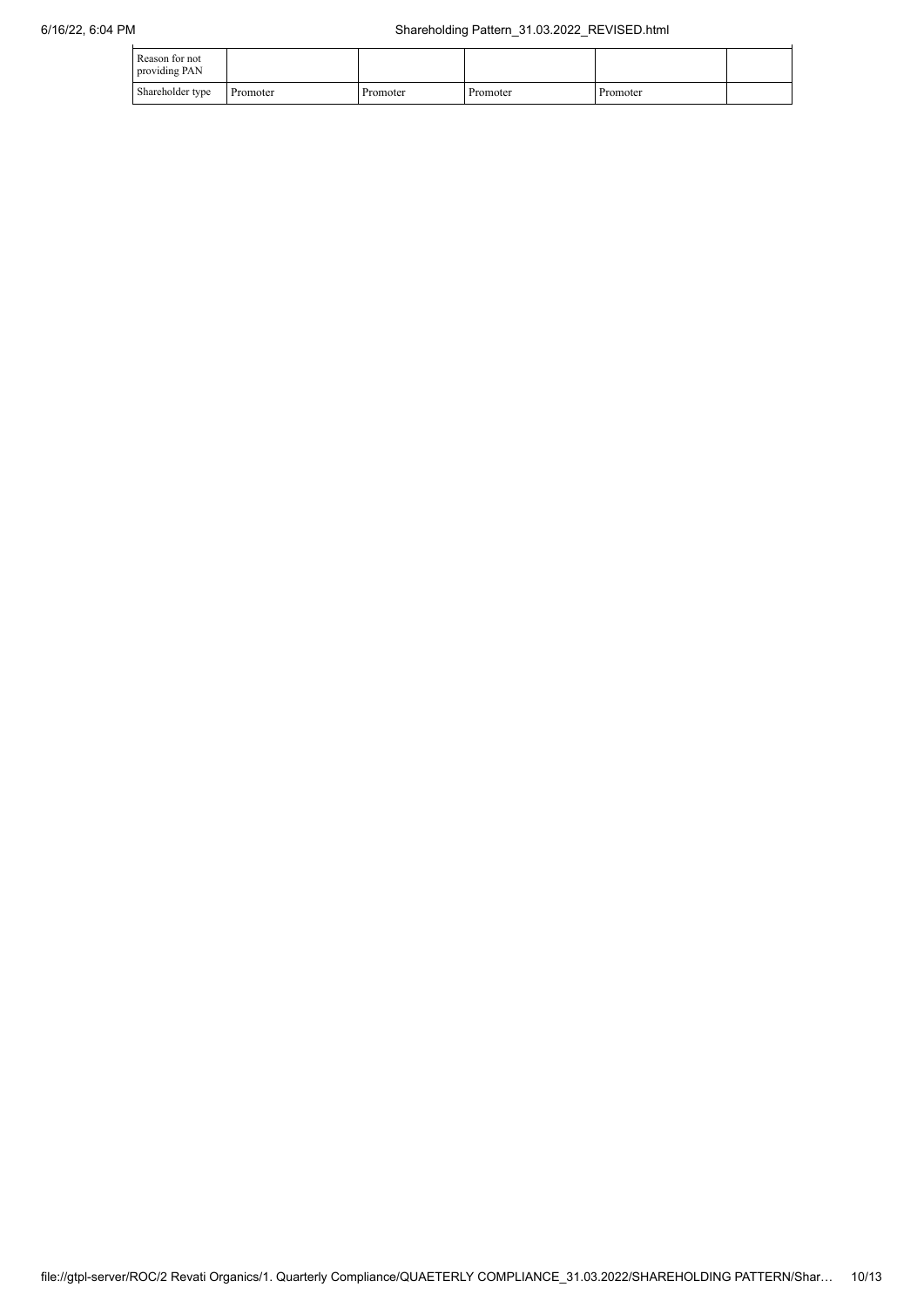| Reason for not providing PAN | | | | | |
| --- | --- | --- | --- | --- | --- |
| Shareholder type | Promoter | Promoter | Promoter | Promoter | |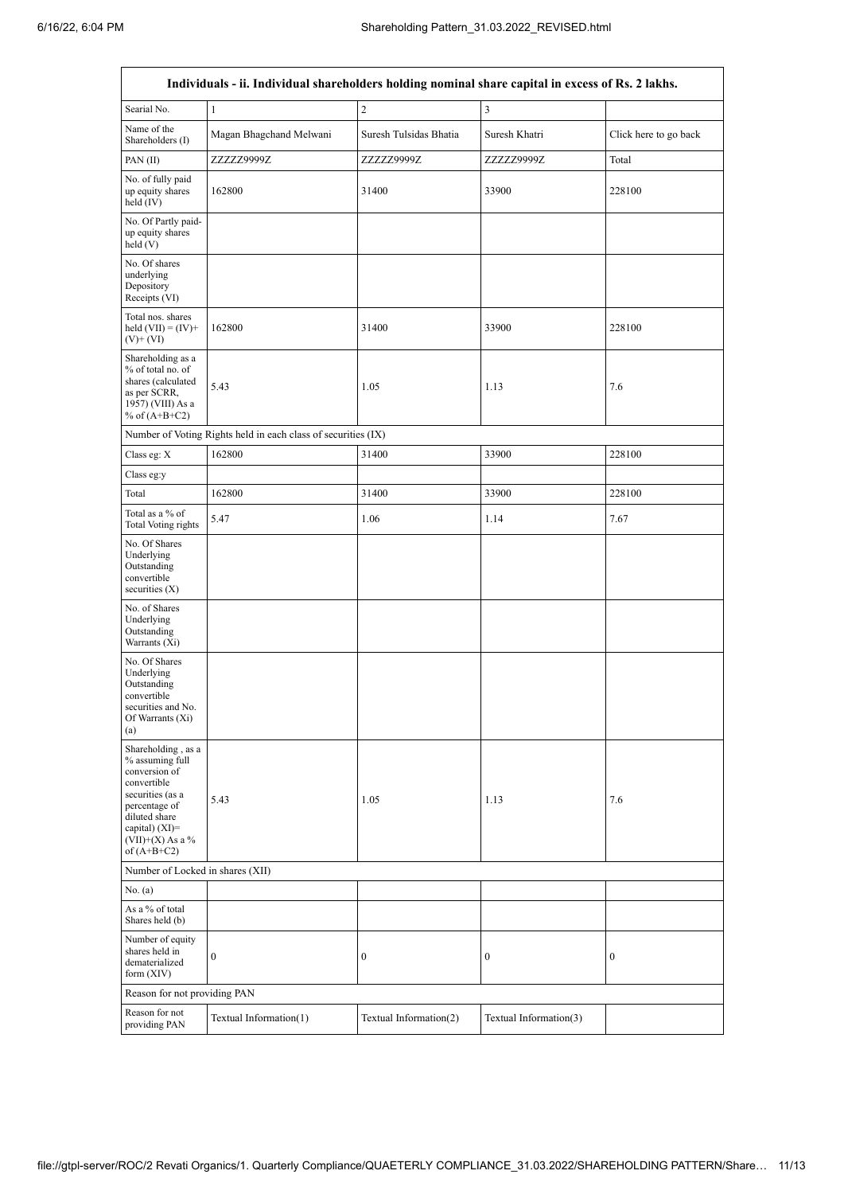| Individuals - ii. Individual shareholders holding nominal share capital in excess of Rs. 2 lakhs. | | | | |
|---|---|---|---|---|
| Searial No. | 1 | 2 | 3 | |
| Name of the Shareholders (I) | Magan Bhagchand Melwani | Suresh Tulsidas Bhatia | Suresh Khatri | Click here to go back |
| PAN (II) | ZZZZZ9999Z | ZZZZZ9999Z | ZZZZZ9999Z | Total |
| No. of fully paid up equity shares held (IV) | 162800 | 31400 | 33900 | 228100 |
| No. Of Partly paid-up equity shares held (V) | | | | |
| No. Of shares underlying Depository Receipts (VI) | | | | |
| Total nos. shares held (VII) = (IV)+ (V)+ (VI) | 162800 | 31400 | 33900 | 228100 |
| Shareholding as a % of total no. of shares (calculated as per SCRR, 1957) (VIII) As a % of (A+B+C2) | 5.43 | 1.05 | 1.13 | 7.6 |
| Number of Voting Rights held in each class of securities (IX) | | | | |
| Class eg: X | 162800 | 31400 | 33900 | 228100 |
| Class eg:y | | | | |
| Total | 162800 | 31400 | 33900 | 228100 |
| Total as a % of Total Voting rights | 5.47 | 1.06 | 1.14 | 7.67 |
| No. Of Shares Underlying Outstanding convertible securities (X) | | | | |
| No. of Shares Underlying Outstanding Warrants (Xi) | | | | |
| No. Of Shares Underlying Outstanding convertible securities and No. Of Warrants (Xi) (a) | | | | |
| Shareholding , as a % assuming full conversion of convertible securities (as a percentage of diluted share capital) (XI)= (VII)+(X) As a % of (A+B+C2) | 5.43 | 1.05 | 1.13 | 7.6 |
| Number of Locked in shares (XII) | | | | |
| No. (a) | | | | |
| As a % of total Shares held (b) | | | | |
| Number of equity shares held in dematerialized form (XIV) | 0 | 0 | 0 | 0 |
| Reason for not providing PAN | | | | |
| Reason for not providing PAN | Textual Information(1) | Textual Information(2) | Textual Information(3) | |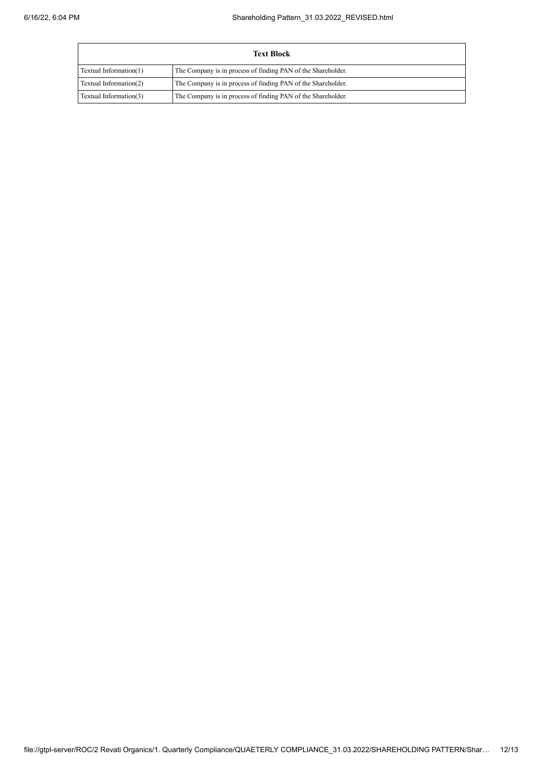| Text Block | |
|---|---|
| Textual Information(1) | The Company is in process of finding PAN of the Shareholder. |
| Textual Information(2) | The Company is in process of finding PAN of the Shareholder. |
| Textual Information(3) | The Company is in process of finding PAN of the Shareholder. |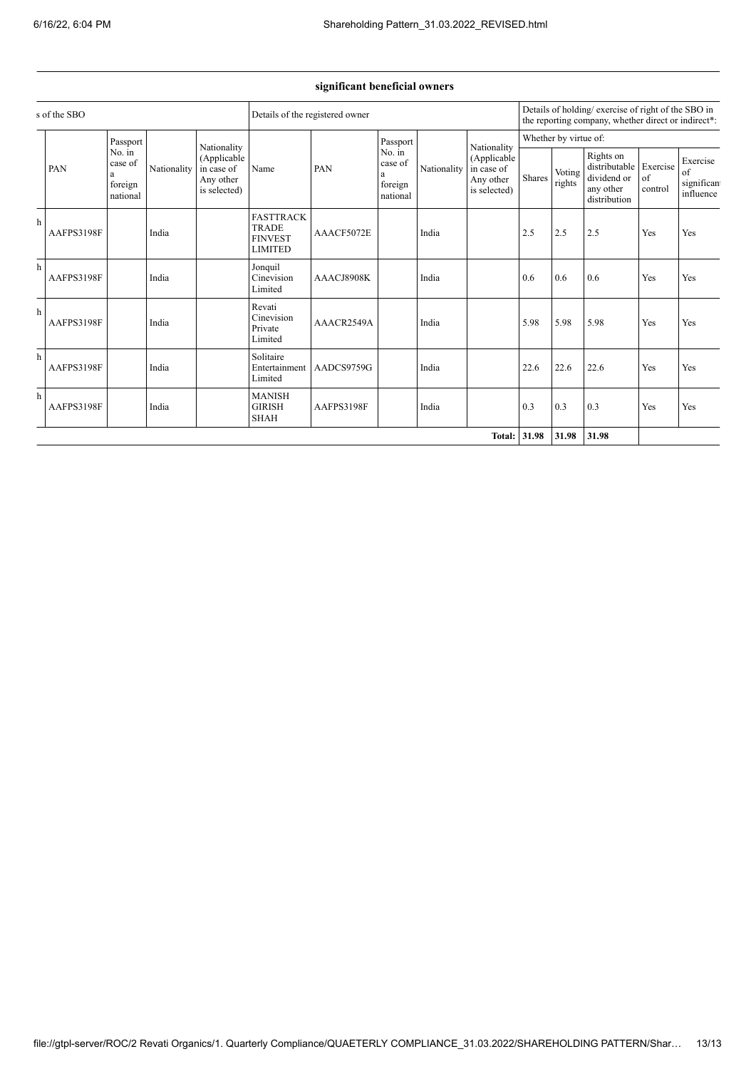## significant beneficial owners

| s of the SBO | | | | | Details of the registered owner | | | | | Details of holding/ exercise of right of the SBO in the reporting company, whether direct or indirect*: | | | | |
|---|---|---|---|---|---|---|---|---|---|---|---|---|---|---|
| | | | | | | | | | | Whether by virtue of: | | | | |
| | PAN | Passport No. in case of a foreign national | Nationality | Nationality (Applicable in case of Any other is selected) | Name | PAN | Passport No. in case of a foreign national | Nationality | Nationality (Applicable in case of Any other is selected) | Shares | Voting rights | Rights on distributable dividend or any other distribution | Exercise of control | Exercise of significan influence |
| h | AAFPS3198F | | India | | FASTTRACK TRADE FINVEST LIMITED | AAACF5072E | | India | | 2.5 | 2.5 | 2.5 | Yes | Yes |
| h | AAFPS3198F | | India | | Jonquil Cinevision Limited | AAACJ8908K | | India | | 0.6 | 0.6 | 0.6 | Yes | Yes |
| h | AAFPS3198F | | India | | Revati Cinevision Private Limited | AAACR2549A | | India | | 5.98 | 5.98 | 5.98 | Yes | Yes |
| h | AAFPS3198F | | India | | Solitaire Entertainment Limited | AADCS9759G | | India | | 22.6 | 22.6 | 22.6 | Yes | Yes |
| h | AAFPS3198F | | India | | MANISH GIRISH SHAH | AAFPS3198F | | India | | 0.3 | 0.3 | 0.3 | Yes | Yes |
| | | | | | | | | | **Total:** | **31.98** | **31.98** | **31.98** | | |